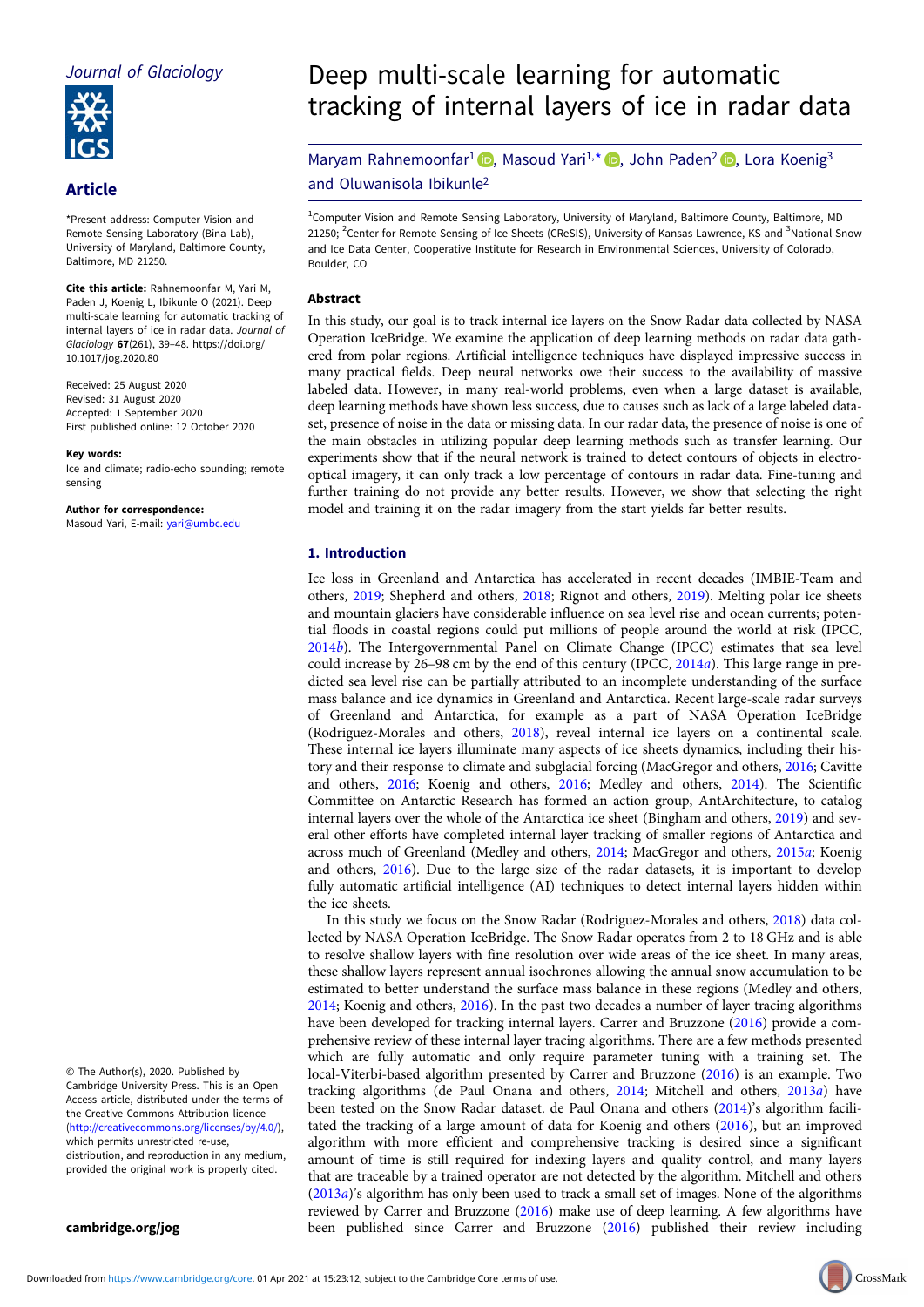Journal of Glaciology

## Article

*Present address: Computer Vision and Remote Sensing Laboratory (Bina Lab), University of Maryland, Baltimore County, Baltimore, MD 21250.

**Cite this article:** Rahnemoonfar M, Yari M, Paden J, Koenig L, Ibikunle O (2021). Deep multi-scale learning for automatic tracking of internal layers of ice in radar data. *Journal of Glaciology* **67**(261), 39–48. https://doi.org/10.1017/jog.2020.80

Received: 25 August 2020
Revised: 31 August 2020
Accepted: 1 September 2020
First published online: 12 October 2020

**Key words:**
Ice and climate; radio-echo sounding; remote sensing

**Author for correspondence:**
Masoud Yari, E-mail: yari@umbc.edu

© The Author(s), 2020. Published by Cambridge University Press. This is an Open Access article, distributed under the terms of the Creative Commons Attribution licence (http://creativecommons.org/licenses/by/4.0/), which permits unrestricted re-use, distribution, and reproduction in any medium, provided the original work is properly cited.

cambridge.org/jog

# Deep multi-scale learning for automatic tracking of internal layers of ice in radar data

Maryam Rahnemoonfar[1], Masoud Yari[1,*], John Paden[2], Lora Koenig[3] and Oluwanisola Ibikunle[2]

[1]Computer Vision and Remote Sensing Laboratory, University of Maryland, Baltimore County, Baltimore, MD 21250; [2]Center for Remote Sensing of Ice Sheets (CReSIS), University of Kansas Lawrence, KS and [3]National Snow and Ice Data Center, Cooperative Institute for Research in Environmental Sciences, University of Colorado, Boulder, CO

### Abstract

In this study, our goal is to track internal ice layers on the Snow Radar data collected by NASA Operation IceBridge. We examine the application of deep learning methods on radar data gathered from polar regions. Artificial intelligence techniques have displayed impressive success in many practical fields. Deep neural networks owe their success to the availability of massive labeled data. However, in many real-world problems, even when a large dataset is available, deep learning methods have shown less success, due to causes such as lack of a large labeled dataset, presence of noise in the data or missing data. In our radar data, the presence of noise is one of the main obstacles in utilizing popular deep learning methods such as transfer learning. Our experiments show that if the neural network is trained to detect contours of objects in electro-optical imagery, it can only track a low percentage of contours in radar data. Fine-tuning and further training do not provide any better results. However, we show that selecting the right model and training it on the radar imagery from the start yields far better results.

## 1. Introduction

Ice loss in Greenland and Antarctica has accelerated in recent decades (IMBIE-Team and others, 2019; Shepherd and others, 2018; Rignot and others, 2019). Melting polar ice sheets and mountain glaciers have considerable influence on sea level rise and ocean currents; potential floods in coastal regions could put millions of people around the world at risk (IPCC, 2014*b*). The Intergovernmental Panel on Climate Change (IPCC) estimates that sea level could increase by 26–98 cm by the end of this century (IPCC, 2014*a*). This large range in predicted sea level rise can be partially attributed to an incomplete understanding of the surface mass balance and ice dynamics in Greenland and Antarctica. Recent large-scale radar surveys of Greenland and Antarctica, for example as a part of NASA Operation IceBridge (Rodriguez-Morales and others, 2018), reveal internal ice layers on a continental scale. These internal ice layers illuminate many aspects of ice sheets dynamics, including their history and their response to climate and subglacial forcing (MacGregor and others, 2016; Cavitte and others, 2016; Koenig and others, 2016; Medley and others, 2014). The Scientific Committee on Antarctic Research has formed an action group, AntArchitecture, to catalog internal layers over the whole of the Antarctica ice sheet (Bingham and others, 2019) and several other efforts have completed internal layer tracking of smaller regions of Antarctica and across much of Greenland (Medley and others, 2014; MacGregor and others, 2015*a*; Koenig and others, 2016). Due to the large size of the radar datasets, it is important to develop fully automatic artificial intelligence (AI) techniques to detect internal layers hidden within the ice sheets.

In this study we focus on the Snow Radar (Rodriguez-Morales and others, 2018) data collected by NASA Operation IceBridge. The Snow Radar operates from 2 to 18 GHz and is able to resolve shallow layers with fine resolution over wide areas of the ice sheet. In many areas, these shallow layers represent annual isochrones allowing the annual snow accumulation to be estimated to better understand the surface mass balance in these regions (Medley and others, 2014; Koenig and others, 2016). In the past two decades a number of layer tracing algorithms have been developed for tracking internal layers. Carrer and Bruzzone (2016) provide a comprehensive review of these internal layer tracing algorithms. There are a few methods presented which are fully automatic and only require parameter tuning with a training set. The local-Viterbi-based algorithm presented by Carrer and Bruzzone (2016) is an example. Two tracking algorithms (de Paul Onana and others, 2014; Mitchell and others, 2013*a*) have been tested on the Snow Radar dataset. de Paul Onana and others (2014)'s algorithm facilitated the tracking of a large amount of data for Koenig and others (2016), but an improved algorithm with more efficient and comprehensive tracking is desired since a significant amount of time is still required for indexing layers and quality control, and many layers that are traceable by a trained operator are not detected by the algorithm. Mitchell and others (2013*a*)'s algorithm has only been used to track a small set of images. None of the algorithms reviewed by Carrer and Bruzzone (2016) make use of deep learning. A few algorithms have been published since Carrer and Bruzzone (2016) published their review including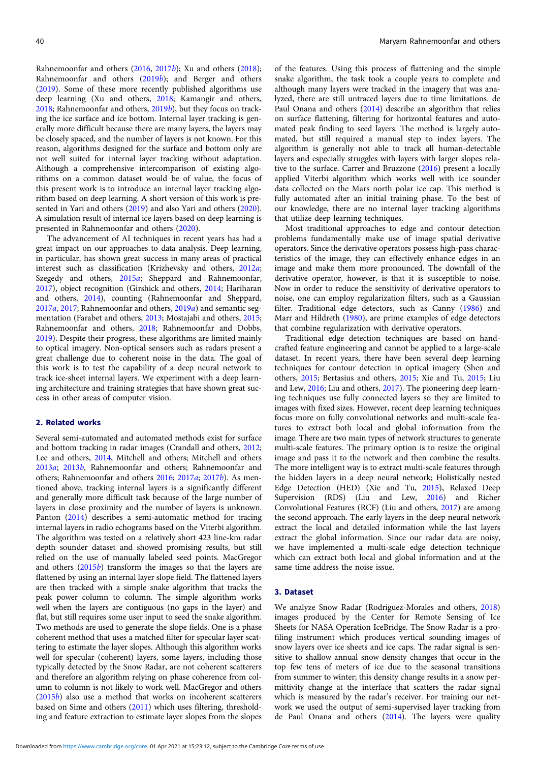Rahnemoonfar and others (2016, 2017b); Xu and others (2018); Rahnemoonfar and others (2019b); and Berger and others (2019). Some of these more recently published algorithms use deep learning (Xu and others, 2018; Kamangir and others, 2018; Rahnemoonfar and others, 2019b), but they focus on tracking the ice surface and ice bottom. Internal layer tracking is generally more difficult because there are many layers, the layers may be closely spaced, and the number of layers is not known. For this reason, algorithms designed for the surface and bottom only are not well suited for internal layer tracking without adaptation. Although a comprehensive intercomparison of existing algorithms on a common dataset would be of value, the focus of this present work is to introduce an internal layer tracking algorithm based on deep learning. A short version of this work is presented in Yari and others (2019) and also Yari and others (2020). A simulation result of internal ice layers based on deep learning is presented in Rahnemoonfar and others (2020).

The advancement of AI techniques in recent years has had a great impact on our approaches to data analysis. Deep learning, in particular, has shown great success in many areas of practical interest such as classification (Krizhevsky and others, 2012a; Szegedy and others, 2015a; Sheppard and Rahnemoonfar, 2017), object recognition (Girshick and others, 2014; Hariharan and others, 2014), counting (Rahnemoonfar and Sheppard, 2017a, 2017; Rahnemoonfar and others, 2019a) and semantic segmentation (Farabet and others, 2013; Mostajabi and others, 2015; Rahnemoonfar and others, 2018; Rahnemoonfar and Dobbs, 2019). Despite their progress, these algorithms are limited mainly to optical imagery. Non-optical sensors such as radars present a great challenge due to coherent noise in the data. The goal of this work is to test the capability of a deep neural network to track ice-sheet internal layers. We experiment with a deep learning architecture and training strategies that have shown great success in other areas of computer vision.

## 2. Related works

Several semi-automated and automated methods exist for surface and bottom tracking in radar images (Crandall and others, 2012; Lee and others, 2014, Mitchell and others; Mitchell and others 2013a; 2013b, Rahnemoonfar and others; Rahnemoonfar and others; Rahnemoonfar and others 2016; 2017a; 2017b). As mentioned above, tracking internal layers is a significantly different and generally more difficult task because of the large number of layers in close proximity and the number of layers is unknown. Panton (2014) describes a semi-automatic method for tracing internal layers in radio echograms based on the Viterbi algorithm. The algorithm was tested on a relatively short 423 line-km radar depth sounder dataset and showed promising results, but still relied on the use of manually labeled seed points. MacGregor and others (2015b) transform the images so that the layers are flattened by using an internal layer slope field. The flattened layers are then tracked with a simple snake algorithm that tracks the peak power column to column. The simple algorithm works well when the layers are contiguous (no gaps in the layer) and flat, but still requires some user input to seed the snake algorithm. Two methods are used to generate the slope fields. One is a phase coherent method that uses a matched filter for specular layer scattering to estimate the layer slopes. Although this algorithm works well for specular (coherent) layers, some layers, including those typically detected by the Snow Radar, are not coherent scatterers and therefore an algorithm relying on phase coherence from column to column is not likely to work well. MacGregor and others (2015b) also use a method that works on incoherent scatterers based on Sime and others (2011) which uses filtering, thresholding and feature extraction to estimate layer slopes from the slopes of the features. Using this process of flattening and the simple snake algorithm, the task took a couple years to complete and although many layers were tracked in the imagery that was analyzed, there are still untraced layers due to time limitations. de Paul Onana and others (2014) describe an algorithm that relies on surface flattening, filtering for horizontal features and automated peak finding to seed layers. The method is largely automated, but still required a manual step to index layers. The algorithm is generally not able to track all human-detectable layers and especially struggles with layers with larger slopes relative to the surface. Carrer and Bruzzone (2016) present a locally applied Viterbi algorithm which works well with ice sounder data collected on the Mars north polar ice cap. This method is fully automated after an initial training phase. To the best of our knowledge, there are no internal layer tracking algorithms that utilize deep learning techniques.

Most traditional approaches to edge and contour detection problems fundamentally make use of image spatial derivative operators. Since the derivative operators possess high-pass characteristics of the image, they can effectively enhance edges in an image and make them more pronounced. The downfall of the derivative operator, however, is that it is susceptible to noise. Now in order to reduce the sensitivity of derivative operators to noise, one can employ regularization filters, such as a Gaussian filter. Traditional edge detectors, such as Canny (1986) and Marr and Hildreth (1980), are prime examples of edge detectors that combine regularization with derivative operators.

Traditional edge detection techniques are based on handcrafted feature engineering and cannot be applied to a large-scale dataset. In recent years, there have been several deep learning techniques for contour detection in optical imagery (Shen and others, 2015; Bertasius and others, 2015; Xie and Tu, 2015; Liu and Lew, 2016; Liu and others, 2017). The pioneering deep learning techniques use fully connected layers so they are limited to images with fixed sizes. However, recent deep learning techniques focus more on fully convolutional networks and multi-scale features to extract both local and global information from the image. There are two main types of network structures to generate multi-scale features. The primary option is to resize the original image and pass it to the network and then combine the results. The more intelligent way is to extract multi-scale features through the hidden layers in a deep neural network; Holistically nested Edge Detection (HED) (Xie and Tu, 2015), Relaxed Deep Supervision (RDS) (Liu and Lew, 2016) and Richer Convolutional Features (RCF) (Liu and others, 2017) are among the second approach. The early layers in the deep neural network extract the local and detailed information while the last layers extract the global information. Since our radar data are noisy, we have implemented a multi-scale edge detection technique which can extract both local and global information and at the same time address the noise issue.

## 3. Dataset

We analyze Snow Radar (Rodriguez-Morales and others, 2018) images produced by the Center for Remote Sensing of Ice Sheets for NASA Operation IceBridge. The Snow Radar is a profiling instrument which produces vertical sounding images of snow layers over ice sheets and ice caps. The radar signal is sensitive to shallow annual snow density changes that occur in the top few tens of meters of ice due to the seasonal transitions from summer to winter; this density change results in a snow permittivity change at the interface that scatters the radar signal which is measured by the radar's receiver. For training our network we used the output of semi-supervised layer tracking from de Paul Onana and others (2014). The layers were quality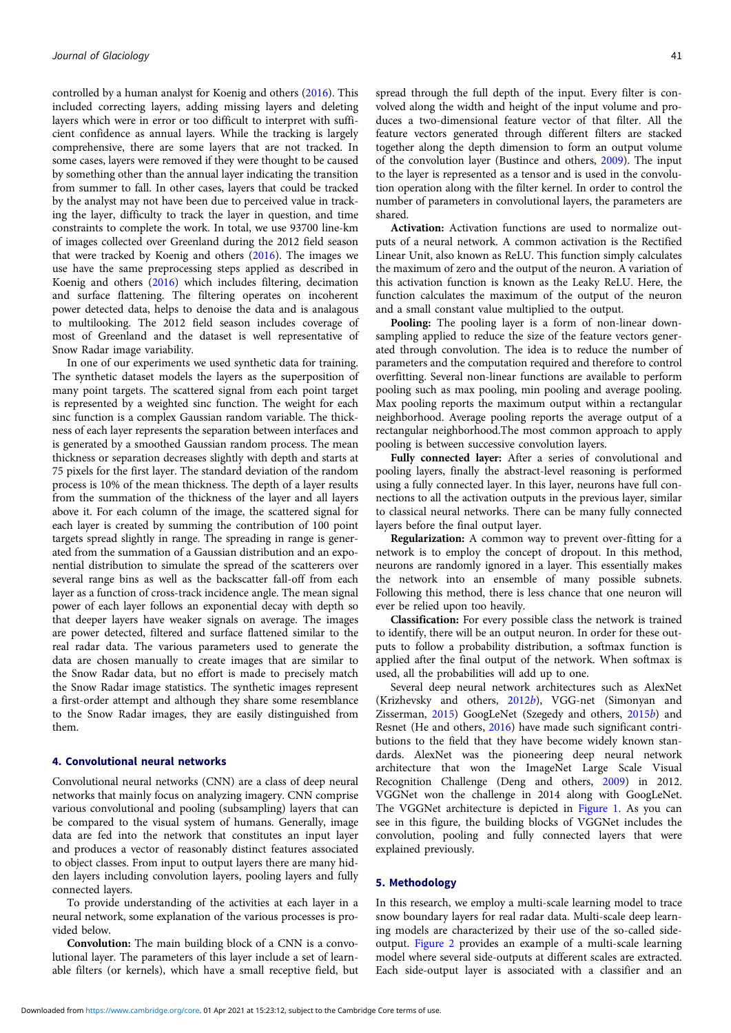controlled by a human analyst for Koenig and others (2016). This included correcting layers, adding missing layers and deleting layers which were in error or too difficult to interpret with sufficient confidence as annual layers. While the tracking is largely comprehensive, there are some layers that are not tracked. In some cases, layers were removed if they were thought to be caused by something other than the annual layer indicating the transition from summer to fall. In other cases, layers that could be tracked by the analyst may not have been due to perceived value in tracking the layer, difficulty to track the layer in question, and time constraints to complete the work. In total, we use 93700 line-km of images collected over Greenland during the 2012 field season that were tracked by Koenig and others (2016). The images we use have the same preprocessing steps applied as described in Koenig and others (2016) which includes filtering, decimation and surface flattening. The filtering operates on incoherent power detected data, helps to denoise the data and is analagous to multilooking. The 2012 field season includes coverage of most of Greenland and the dataset is well representative of Snow Radar image variability.

In one of our experiments we used synthetic data for training. The synthetic dataset models the layers as the superposition of many point targets. The scattered signal from each point target is represented by a weighted sinc function. The weight for each sinc function is a complex Gaussian random variable. The thickness of each layer represents the separation between interfaces and is generated by a smoothed Gaussian random process. The mean thickness or separation decreases slightly with depth and starts at 75 pixels for the first layer. The standard deviation of the random process is 10% of the mean thickness. The depth of a layer results from the summation of the thickness of the layer and all layers above it. For each column of the image, the scattered signal for each layer is created by summing the contribution of 100 point targets spread slightly in range. The spreading in range is generated from the summation of a Gaussian distribution and an exponential distribution to simulate the spread of the scatterers over several range bins as well as the backscatter fall-off from each layer as a function of cross-track incidence angle. The mean signal power of each layer follows an exponential decay with depth so that deeper layers have weaker signals on average. The images are power detected, filtered and surface flattened similar to the real radar data. The various parameters used to generate the data are chosen manually to create images that are similar to the Snow Radar data, but no effort is made to precisely match the Snow Radar image statistics. The synthetic images represent a first-order attempt and although they share some resemblance to the Snow Radar images, they are easily distinguished from them.

## 4. Convolutional neural networks

Convolutional neural networks (CNN) are a class of deep neural networks that mainly focus on analyzing imagery. CNN comprise various convolutional and pooling (subsampling) layers that can be compared to the visual system of humans. Generally, image data are fed into the network that constitutes an input layer and produces a vector of reasonably distinct features associated to object classes. From input to output layers there are many hidden layers including convolution layers, pooling layers and fully connected layers.

To provide understanding of the activities at each layer in a neural network, some explanation of the various processes is provided below.

**Convolution:** The main building block of a CNN is a convolutional layer. The parameters of this layer include a set of learnable filters (or kernels), which have a small receptive field, but spread through the full depth of the input. Every filter is convolved along the width and height of the input volume and produces a two-dimensional feature vector of that filter. All the feature vectors generated through different filters are stacked together along the depth dimension to form an output volume of the convolution layer (Bustince and others, 2009). The input to the layer is represented as a tensor and is used in the convolution operation along with the filter kernel. In order to control the number of parameters in convolutional layers, the parameters are shared.

**Activation:** Activation functions are used to normalize outputs of a neural network. A common activation is the Rectified Linear Unit, also known as ReLU. This function simply calculates the maximum of zero and the output of the neuron. A variation of this activation function is known as the Leaky ReLU. Here, the function calculates the maximum of the output of the neuron and a small constant value multiplied to the output.

**Pooling:** The pooling layer is a form of non-linear downsampling applied to reduce the size of the feature vectors generated through convolution. The idea is to reduce the number of parameters and the computation required and therefore to control overfitting. Several non-linear functions are available to perform pooling such as max pooling, min pooling and average pooling. Max pooling reports the maximum output within a rectangular neighborhood. Average pooling reports the average output of a rectangular neighborhood.The most common approach to apply pooling is between successive convolution layers.

**Fully connected layer:** After a series of convolutional and pooling layers, finally the abstract-level reasoning is performed using a fully connected layer. In this layer, neurons have full connections to all the activation outputs in the previous layer, similar to classical neural networks. There can be many fully connected layers before the final output layer.

**Regularization:** A common way to prevent over-fitting for a network is to employ the concept of dropout. In this method, neurons are randomly ignored in a layer. This essentially makes the network into an ensemble of many possible subnets. Following this method, there is less chance that one neuron will ever be relied upon too heavily.

**Classification:** For every possible class the network is trained to identify, there will be an output neuron. In order for these outputs to follow a probability distribution, a softmax function is applied after the final output of the network. When softmax is used, all the probabilities will add up to one.

Several deep neural network architectures such as AlexNet (Krizhevsky and others, 2012b), VGG-net (Simonyan and Zisserman, 2015) GoogLeNet (Szegedy and others, 2015b) and Resnet (He and others, 2016) have made such significant contributions to the field that they have become widely known standards. AlexNet was the pioneering deep neural network architecture that won the ImageNet Large Scale Visual Recognition Challenge (Deng and others, 2009) in 2012. VGGNet won the challenge in 2014 along with GoogLeNet. The VGGNet architecture is depicted in Figure 1. As you can see in this figure, the building blocks of VGGNet includes the convolution, pooling and fully connected layers that were explained previously.

## 5. Methodology

In this research, we employ a multi-scale learning model to trace snow boundary layers for real radar data. Multi-scale deep learning models are characterized by their use of the so-called side-output. Figure 2 provides an example of a multi-scale learning model where several side-outputs at different scales are extracted. Each side-output layer is associated with a classifier and an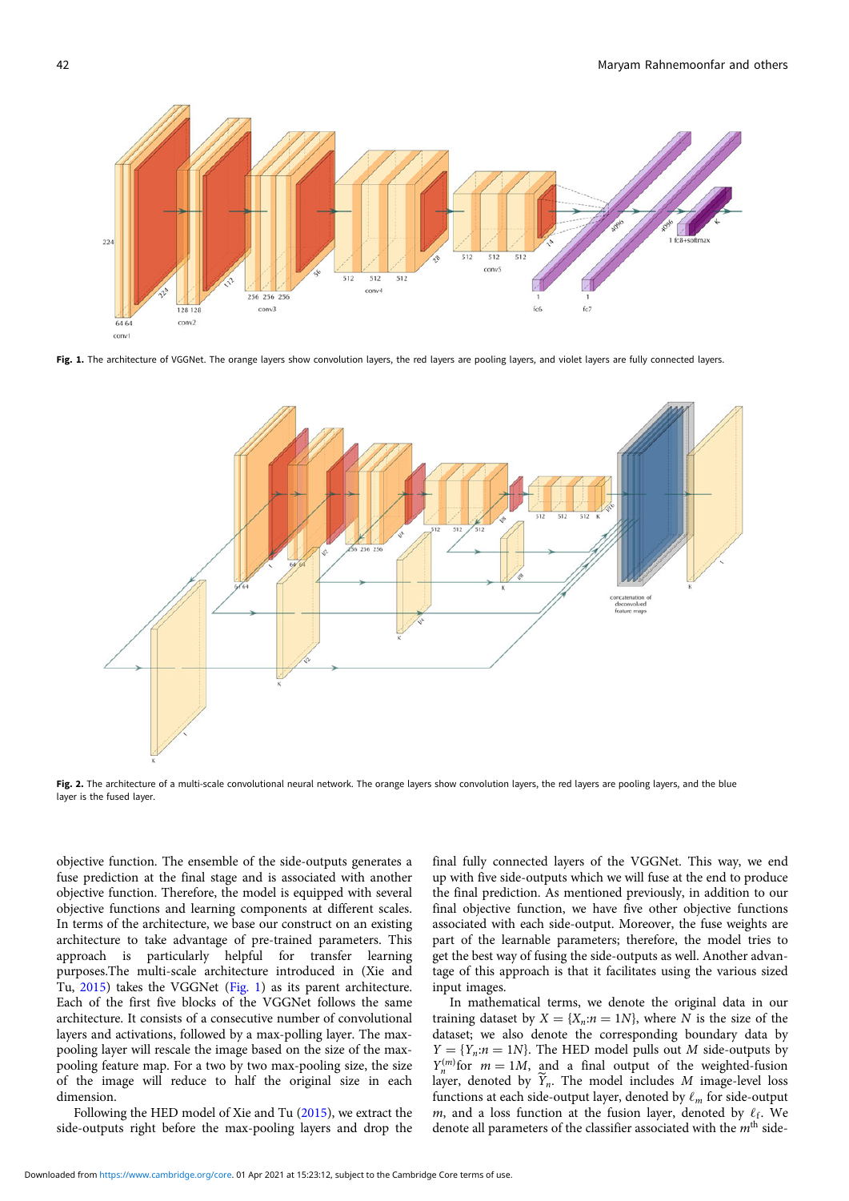Fig. 1. The architecture of VGGNet. The orange layers show convolution layers, the red layers are pooling layers, and violet layers are fully connected layers.

Fig. 2. The architecture of a multi-scale convolutional neural network. The orange layers show convolution layers, the red layers are pooling layers, and the blue layer is the fused layer.

objective function. The ensemble of the side-outputs generates a fuse prediction at the final stage and is associated with another objective function. Therefore, the model is equipped with several objective functions and learning components at different scales. In terms of the architecture, we base our construct on an existing architecture to take advantage of pre-trained parameters. This approach is particularly helpful for transfer learning purposes.The multi-scale architecture introduced in (Xie and Tu, 2015) takes the VGGNet (Fig. 1) as its parent architecture. Each of the first five blocks of the VGGNet follows the same architecture. It consists of a consecutive number of convolutional layers and activations, followed by a max-pooling layer. The max-pooling layer will rescale the image based on the size of the max-pooling feature map. For a two by two max-pooling size, the size of the image will reduce to half the original size in each dimension.

Following the HED model of Xie and Tu (2015), we extract the side-outputs right before the max-pooling layers and drop the final fully connected layers of the VGGNet. This way, we end up with five side-outputs which we will fuse at the end to produce the final prediction. As mentioned previously, in addition to our final objective function, we have five other objective functions associated with each side-output. Moreover, the fuse weights are part of the learnable parameters; therefore, the model tries to get the best way of fusing the side-outputs as well. Another advantage of this approach is that it facilitates using the various sized input images.

In mathematical terms, we denote the original data in our training dataset by $X = \{X_n : n = 1N\}$, where $N$ is the size of the dataset; we also denote the corresponding boundary data by $Y = \{Y_n : n = 1N\}$. The HED model pulls out $M$ side-outputs by $Y_n^{(m)}$for $m = 1M$, and a final output of the weighted-fusion layer, denoted by $\widetilde{Y}_n$. The model includes $M$ image-level loss functions at each side-output layer, denoted by $\ell_m$ for side-output $m$, and a loss function at the fusion layer, denoted by $\ell_f$. We denote all parameters of the classifier associated with the $m^{\text{th}}$ side-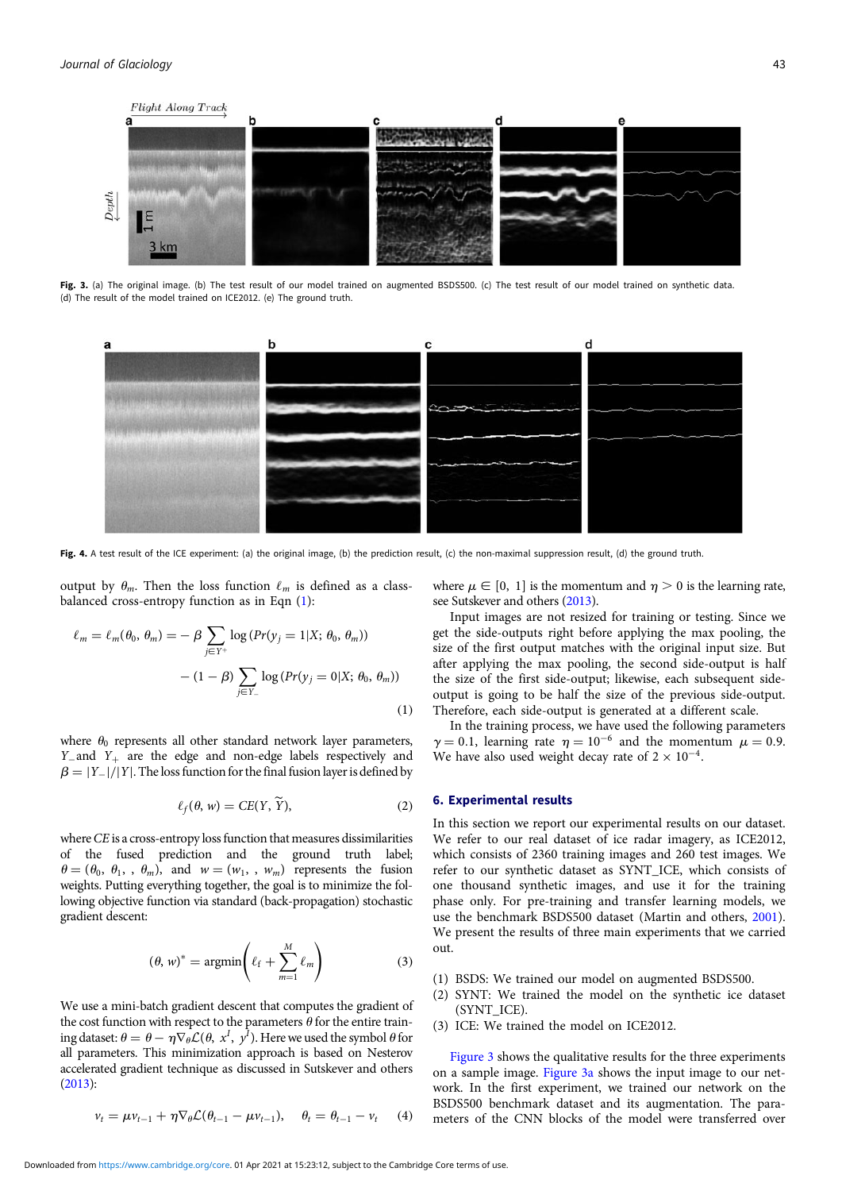Fig. 3. (a) The original image. (b) The test result of our model trained on augmented BSDS500. (c) The test result of our model trained on synthetic data. (d) The result of the model trained on ICE2012. (e) The ground truth.

Fig. 4. A test result of the ICE experiment: (a) the original image, (b) the prediction result, (c) the non-maximal suppression result, (d) the ground truth.

output by $\theta_m$. Then the loss function $\ell_m$ is defined as a class-balanced cross-entropy function as in Eqn (1):

$$\ell_m = \ell_m(\theta_0, \theta_m) = -\beta \sum_{j \in Y^+} \log\left(Pr(y_j = 1|X;\, \theta_0,\, \theta_m)\right) - (1-\beta) \sum_{j \in Y_-} \log\left(Pr(y_j = 0|X;\, \theta_0,\, \theta_m)\right) \quad (1)$$

where $\theta_0$ represents all other standard network layer parameters, $Y_-$ and $Y_+$ are the edge and non-edge labels respectively and $\beta = |Y_-|/|Y|$. The loss function for the final fusion layer is defined by

$$\ell_f(\theta, w) = CE(Y, \widetilde{Y}), \quad (2)$$

where $CE$ is a cross-entropy loss function that measures dissimilarities of the fused prediction and the ground truth label; $\theta = (\theta_0, \theta_1, , \theta_m)$, and $w = (w_1, , w_m)$ represents the fusion weights. Putting everything together, the goal is to minimize the following objective function via standard (back-propagation) stochastic gradient descent:

$$(\theta, w)^* = \text{argmin}\left(\ell_f + \sum_{m=1}^{M} \ell_m\right) \quad (3)$$

We use a mini-batch gradient descent that computes the gradient of the cost function with respect to the parameters $\theta$ for the entire training dataset: $\theta = \theta - \eta \nabla_\theta \mathcal{L}(\theta, x^I, y^J)$. Here we used the symbol $\theta$ for all parameters. This minimization approach is based on Nesterov accelerated gradient technique as discussed in Sutskever and others (2013):

$$v_t = \mu v_{t-1} + \eta \nabla_\theta \mathcal{L}(\theta_{t-1} - \mu v_{t-1}), \quad \theta_t = \theta_{t-1} - v_t \quad (4)$$

where $\mu \in [0,\ 1]$ is the momentum and $\eta > 0$ is the learning rate, see Sutskever and others (2013).

Input images are not resized for training or testing. Since we get the side-outputs right before applying the max pooling, the size of the first output matches with the original input size. But after applying the max pooling, the second side-output is half the size of the first side-output; likewise, each subsequent side-output is going to be half the size of the previous side-output. Therefore, each side-output is generated at a different scale.

In the training process, we have used the following parameters $\gamma = 0.1$, learning rate $\eta = 10^{-6}$ and the momentum $\mu = 0.9$. We have also used weight decay rate of $2 \times 10^{-4}$.

## 6. Experimental results

In this section we report our experimental results on our dataset. We refer to our real dataset of ice radar imagery, as ICE2012, which consists of 2360 training images and 260 test images. We refer to our synthetic dataset as SYNT_ICE, which consists of one thousand synthetic images, and use it for the training phase only. For pre-training and transfer learning models, we use the benchmark BSDS500 dataset (Martin and others, 2001). We present the results of three main experiments that we carried out.

(1) BSDS: We trained our model on augmented BSDS500.
(2) SYNT: We trained the model on the synthetic ice dataset (SYNT_ICE).
(3) ICE: We trained the model on ICE2012.

Figure 3 shows the qualitative results for the three experiments on a sample image. Figure 3a shows the input image to our network. In the first experiment, we trained our network on the BSDS500 benchmark dataset and its augmentation. The parameters of the CNN blocks of the model were transferred over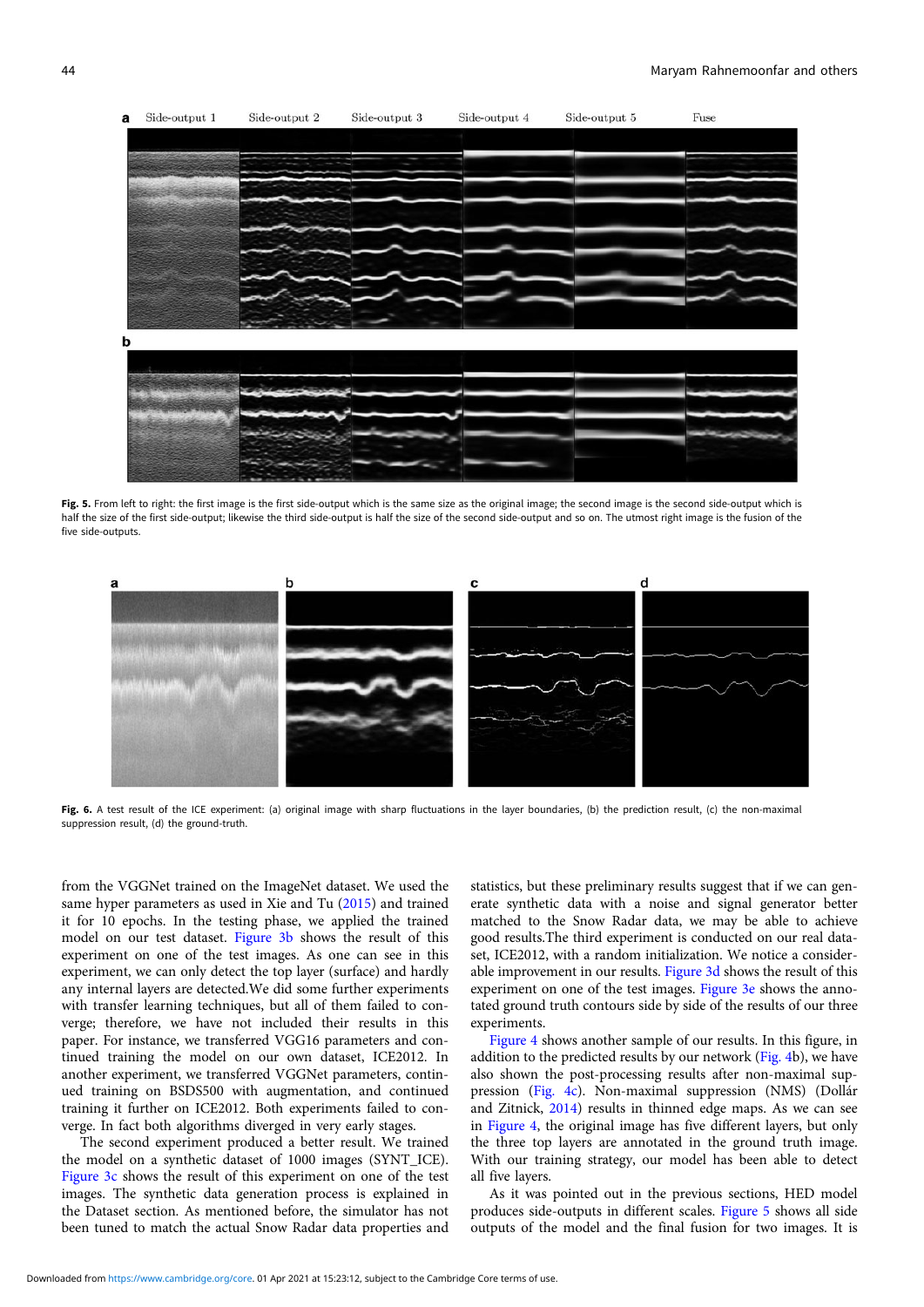Fig. 5. From left to right: the first image is the first side-output which is the same size as the original image; the second image is the second side-output which is half the size of the first side-output; likewise the third side-output is half the size of the second side-output and so on. The utmost right image is the fusion of the five side-outputs.

Fig. 6. A test result of the ICE experiment: (a) original image with sharp fluctuations in the layer boundaries, (b) the prediction result, (c) the non-maximal suppression result, (d) the ground-truth.

from the VGGNet trained on the ImageNet dataset. We used the same hyper parameters as used in Xie and Tu (2015) and trained it for 10 epochs. In the testing phase, we applied the trained model on our test dataset. Figure 3b shows the result of this experiment on one of the test images. As one can see in this experiment, we can only detect the top layer (surface) and hardly any internal layers are detected.We did some further experiments with transfer learning techniques, but all of them failed to converge; therefore, we have not included their results in this paper. For instance, we transferred VGG16 parameters and continued training the model on our own dataset, ICE2012. In another experiment, we transferred VGGNet parameters, continued training on BSDS500 with augmentation, and continued training it further on ICE2012. Both experiments failed to converge. In fact both algorithms diverged in very early stages.

The second experiment produced a better result. We trained the model on a synthetic dataset of 1000 images (SYNT_ICE). Figure 3c shows the result of this experiment on one of the test images. The synthetic data generation process is explained in the Dataset section. As mentioned before, the simulator has not been tuned to match the actual Snow Radar data properties and statistics, but these preliminary results suggest that if we can generate synthetic data with a noise and signal generator better matched to the Snow Radar data, we may be able to achieve good results.The third experiment is conducted on our real dataset, ICE2012, with a random initialization. We notice a considerable improvement in our results. Figure 3d shows the result of this experiment on one of the test images. Figure 3e shows the annotated ground truth contours side by side of the results of our three experiments.

Figure 4 shows another sample of our results. In this figure, in addition to the predicted results by our network (Fig. 4b), we have also shown the post-processing results after non-maximal suppression (Fig. 4c). Non-maximal suppression (NMS) (Dollár and Zitnick, 2014) results in thinned edge maps. As we can see in Figure 4, the original image has five different layers, but only the three top layers are annotated in the ground truth image. With our training strategy, our model has been able to detect all five layers.

As it was pointed out in the previous sections, HED model produces side-outputs in different scales. Figure 5 shows all side outputs of the model and the final fusion for two images. It is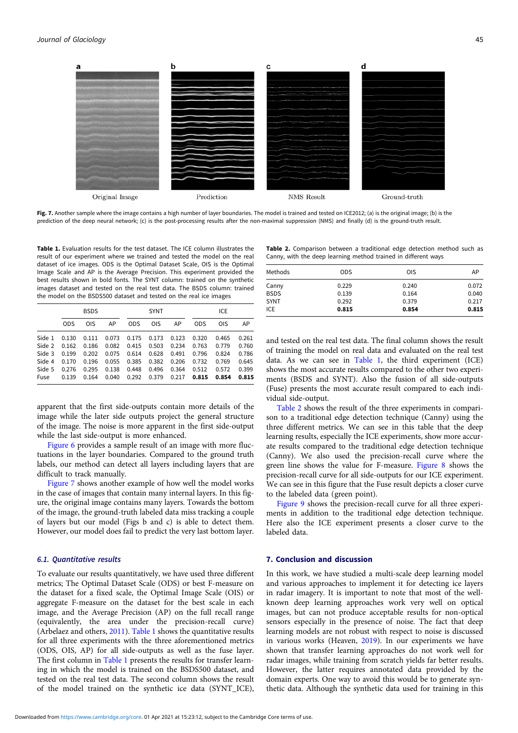Fig. 7. Another sample where the image contains a high number of layer boundaries. The model is trained and tested on ICE2012; (a) is the original image; (b) is the prediction of the deep neural network; (c) is the post-processing results after the non-maximal suppression (NMS) and finally (d) is the ground-truth result.

**Table 1.** Evaluation results for the test dataset. The ICE column illustrates the result of our experiment where we trained and tested the model on the real dataset of ice images. ODS is the Optimal Dataset Scale, OIS is the Optimal Image Scale and AP is the Average Precision. This experiment provided the best results shown in bold fonts. The SYNT column: trained on the synthetic images dataset and tested on the real test data. The BSDS column: trained the model on the BSDS500 dataset and tested on the real ice images

| | BSDS | | | SYNT | | | ICE | | |
|---|---|---|---|---|---|---|---|---|---|
| | ODS | OIS | AP | ODS | OIS | AP | ODS | OIS | AP |
| Side 1 | 0.130 | 0.111 | 0.073 | 0.175 | 0.173 | 0.123 | 0.320 | 0.465 | 0.261 |
| Side 2 | 0.162 | 0.186 | 0.082 | 0.415 | 0.503 | 0.234 | 0.763 | 0.779 | 0.760 |
| Side 3 | 0.199 | 0.202 | 0.075 | 0.614 | 0.628 | 0.491 | 0.796 | 0.824 | 0.786 |
| Side 4 | 0.170 | 0.196 | 0.055 | 0.385 | 0.382 | 0.206 | 0.732 | 0.769 | 0.645 |
| Side 5 | 0.276 | 0.295 | 0.138 | 0.448 | 0.496 | 0.364 | 0.512 | 0.572 | 0.399 |
| Fuse | 0.139 | 0.164 | 0.040 | 0.292 | 0.379 | 0.217 | **0.815** | **0.854** | **0.815** |

apparent that the first side-outputs contain more details of the image while the later side outputs project the general structure of the image. The noise is more apparent in the first side-output while the last side-output is more enhanced.

Figure 6 provides a sample result of an image with more fluctuations in the layer boundaries. Compared to the ground truth labels, our method can detect all layers including layers that are difficult to track manually.

Figure 7 shows another example of how well the model works in the case of images that contain many internal layers. In this figure, the original image contains many layers. Towards the bottom of the image, the ground-truth labeled data miss tracking a couple of layers but our model (Figs b and c) is able to detect them. However, our model does fail to predict the very last bottom layer.

### 6.1. Quantitative results

To evaluate our results quantitatively, we have used three different metrics; The Optimal Dataset Scale (ODS) or best F-measure on the dataset for a fixed scale, the Optimal Image Scale (OIS) or aggregate F-measure on the dataset for the best scale in each image, and the Average Precision (AP) on the full recall range (equivalently, the area under the precision-recall curve) (Arbelaez and others, 2011). Table 1 shows the quantitative results for all three experiments with the three aforementioned metrics (ODS, OIS, AP) for all side-outputs as well as the fuse layer. The first column in Table 1 presents the results for transfer learning in which the model is trained on the BSDS500 dataset, and tested on the real test data. The second column shows the result of the model trained on the synthetic ice data (SYNT_ICE), and tested on the real test data. The final column shows the result of training the model on real data and evaluated on the real test data. As we can see in Table 1, the third experiment (ICE) shows the most accurate results compared to the other two experiments (BSDS and SYNT). Also the fusion of all side-outputs (Fuse) presents the most accurate result compared to each individual side-output.

**Table 2.** Comparison between a traditional edge detection method such as Canny, with the deep learning method trained in different ways

| Methods | ODS | OIS | AP |
|---|---|---|---|
| Canny | 0.229 | 0.240 | 0.072 |
| BSDS | 0.139 | 0.164 | 0.040 |
| SYNT | 0.292 | 0.379 | 0.217 |
| ICE | **0.815** | **0.854** | **0.815** |

Table 2 shows the result of the three experiments in comparison to a traditional edge detection technique (Canny) using the three different metrics. We can see in this table that the deep learning results, especially the ICE experiments, show more accurate results compared to the traditional edge detection technique (Canny). We also used the precision-recall curve where the green line shows the value for F-measure. Figure 8 shows the precision-recall curve for all side-outputs for our ICE experiment. We can see in this figure that the Fuse result depicts a closer curve to the labeled data (green point).

Figure 9 shows the precision-recall curve for all three experiments in addition to the traditional edge detection technique. Here also the ICE experiment presents a closer curve to the labeled data.

## 7. Conclusion and discussion

In this work, we have studied a multi-scale deep learning model and various approaches to implement it for detecting ice layers in radar imagery. It is important to note that most of the well-known deep learning approaches work very well on optical images, but can not produce acceptable results for non-optical sensors especially in the presence of noise. The fact that deep learning models are not robust with respect to noise is discussed in various works (Heaven, 2019). In our experiments we have shown that transfer learning approaches do not work well for radar images, while training from scratch yields far better results. However, the latter requires annotated data provided by the domain experts. One way to avoid this would be to generate synthetic data. Although the synthetic data used for training in this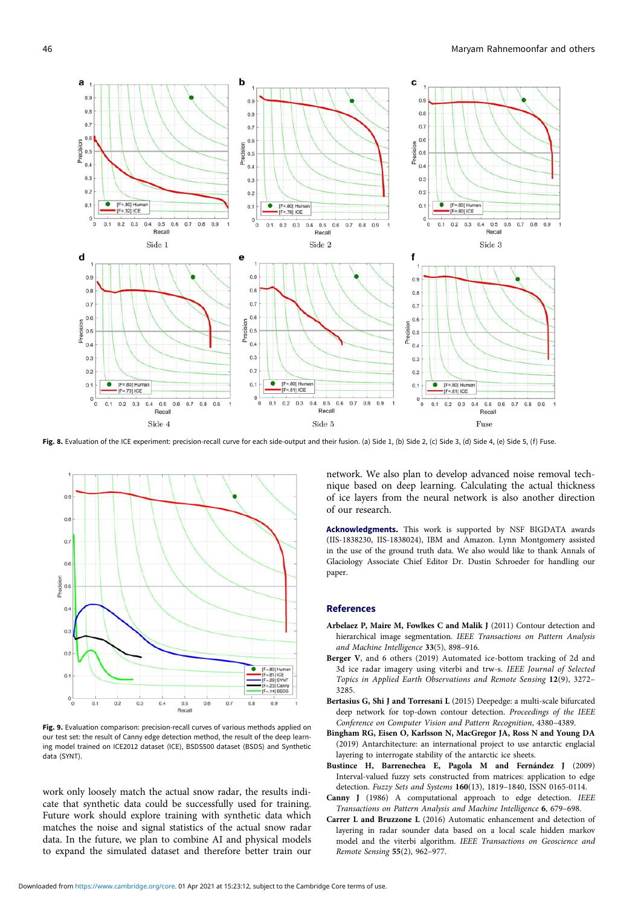Fig. 8. Evaluation of the ICE experiment: precision-recall curve for each side-output and their fusion. (a) Side 1, (b) Side 2, (c) Side 3, (d) Side 4, (e) Side 5, (f) Fuse.

Fig. 9. Evaluation comparison: precision-recall curves of various methods applied on our test set: the result of Canny edge detection method, the result of the deep learning model trained on ICE2012 dataset (ICE), BSDS500 dataset (BSDS) and Synthetic data (SYNT).

work only loosely match the actual snow radar, the results indicate that synthetic data could be successfully used for training. Future work should explore training with synthetic data which matches the noise and signal statistics of the actual snow radar data. In the future, we plan to combine AI and physical models to expand the simulated dataset and therefore better train our network. We also plan to develop advanced noise removal technique based on deep learning. Calculating the actual thickness of ice layers from the neural network is also another direction of our research.

**Acknowledgments.** This work is supported by NSF BIGDATA awards (IIS-1838230, IIS-1838024), IBM and Amazon. Lynn Montgomery assisted in the use of the ground truth data. We also would like to thank Annals of Glaciology Associate Chief Editor Dr. Dustin Schroeder for handling our paper.

## References

**Arbelaez P, Maire M, Fowlkes C and Malik J** (2011) Contour detection and hierarchical image segmentation. *IEEE Transactions on Pattern Analysis and Machine Intelligence* **33**(5), 898–916.

**Berger V**, and 6 others (2019) Automated ice-bottom tracking of 2d and 3d ice radar imagery using viterbi and trw-s. *IEEE Journal of Selected Topics in Applied Earth Observations and Remote Sensing* **12**(9), 3272–3285.

**Bertasius G, Shi J and Torresani L** (2015) Deepedge: a multi-scale bifurcated deep network for top-down contour detection. *Proceedings of the IEEE Conference on Computer Vision and Pattern Recognition*, 4380–4389.

**Bingham RG, Eisen O, Karlsson N, MacGregor JA, Ross N and Young DA** (2019) Antarchitecture: an international project to use antarctic englacial layering to interrogate stability of the antarctic ice sheets.

**Bustince H, Barrenechea E, Pagola M and Fernández J** (2009) Interval-valued fuzzy sets constructed from matrices: application to edge detection. *Fuzzy Sets and Systems* **160**(13), 1819–1840, ISSN 0165-0114.

**Canny J** (1986) A computational approach to edge detection. *IEEE Transactions on Pattern Analysis and Machine Intelligence* **6**, 679–698.

**Carrer L and Bruzzone L** (2016) Automatic enhancement and detection of layering in radar sounder data based on a local scale hidden markov model and the viterbi algorithm. *IEEE Transactions on Geoscience and Remote Sensing* **55**(2), 962–977.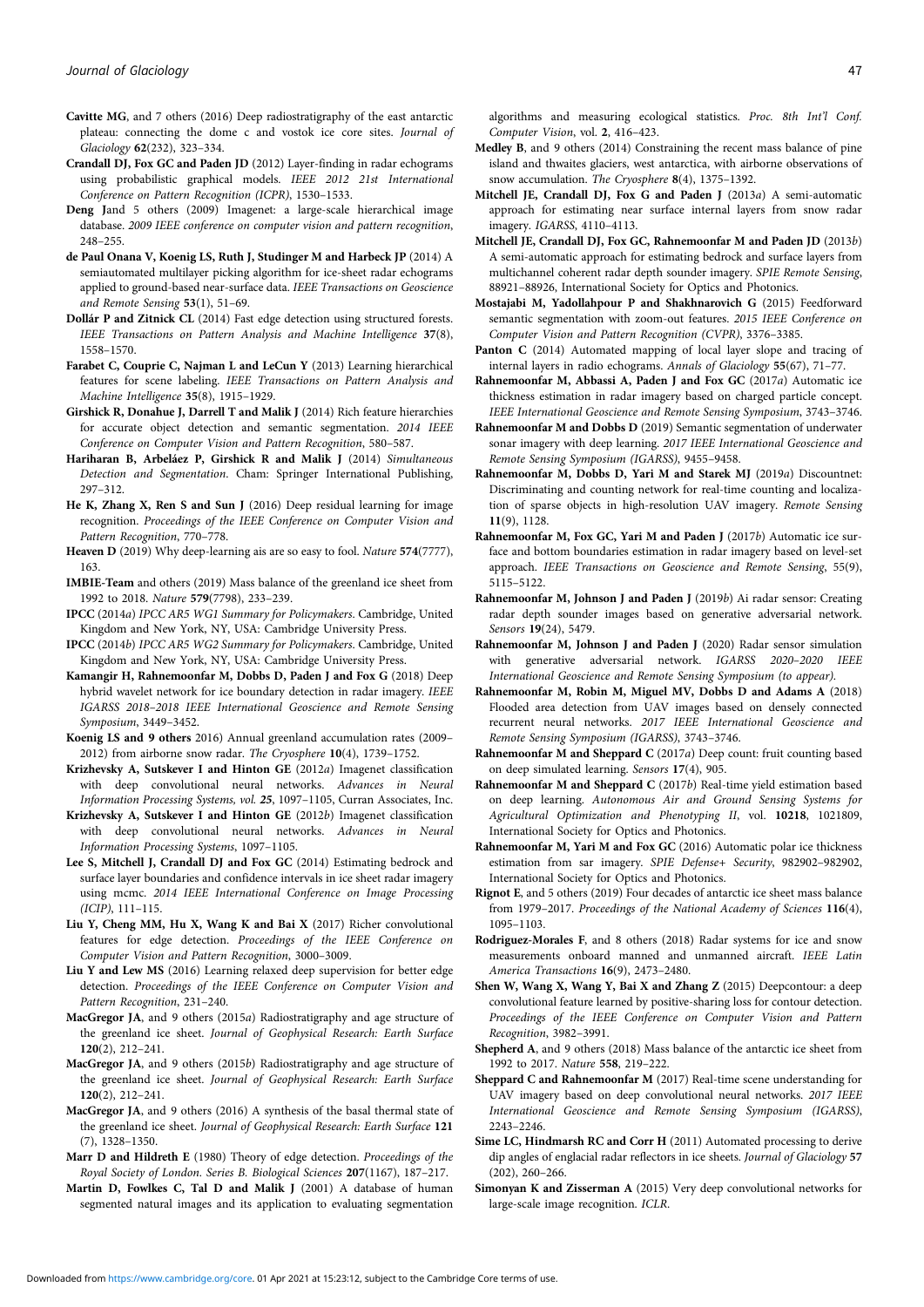**Cavitte MG**, and 7 others (2016) Deep radiostratigraphy of the east antarctic plateau: connecting the dome c and vostok ice core sites. *Journal of Glaciology* **62**(232), 323–334.

**Crandall DJ, Fox GC and Paden JD** (2012) Layer-finding in radar echograms using probabilistic graphical models. *IEEE 2012 21st International Conference on Pattern Recognition (ICPR)*, 1530–1533.

**Deng J**and 5 others (2009) Imagenet: a large-scale hierarchical image database. *2009 IEEE conference on computer vision and pattern recognition*, 248–255.

**de Paul Onana V, Koenig LS, Ruth J, Studinger M and Harbeck JP** (2014) A semiautomated multilayer picking algorithm for ice-sheet radar echograms applied to ground-based near-surface data. *IEEE Transactions on Geoscience and Remote Sensing* **53**(1), 51–69.

**Dollár P and Zitnick CL** (2014) Fast edge detection using structured forests. *IEEE Transactions on Pattern Analysis and Machine Intelligence* **37**(8), 1558–1570.

**Farabet C, Couprie C, Najman L and LeCun Y** (2013) Learning hierarchical features for scene labeling. *IEEE Transactions on Pattern Analysis and Machine Intelligence* **35**(8), 1915–1929.

**Girshick R, Donahue J, Darrell T and Malik J** (2014) Rich feature hierarchies for accurate object detection and semantic segmentation. *2014 IEEE Conference on Computer Vision and Pattern Recognition*, 580–587.

**Hariharan B, Arbeláez P, Girshick R and Malik J** (2014) *Simultaneous Detection and Segmentation*. Cham: Springer International Publishing, 297–312.

**He K, Zhang X, Ren S and Sun J** (2016) Deep residual learning for image recognition. *Proceedings of the IEEE Conference on Computer Vision and Pattern Recognition*, 770–778.

**Heaven D** (2019) Why deep-learning ais are so easy to fool. *Nature* **574**(7777), 163.

**IMBIE-Team** and others (2019) Mass balance of the greenland ice sheet from 1992 to 2018. *Nature* **579**(7798), 233–239.

**IPCC** (2014*a*) *IPCC AR5 WG1 Summary for Policymakers*. Cambridge, United Kingdom and New York, NY, USA: Cambridge University Press.

**IPCC** (2014*b*) *IPCC AR5 WG2 Summary for Policymakers*. Cambridge, United Kingdom and New York, NY, USA: Cambridge University Press.

**Kamangir H, Rahnemoonfar M, Dobbs D, Paden J and Fox G** (2018) Deep hybrid wavelet network for ice boundary detection in radar imagery. *IEEE IGARSS 2018–2018 IEEE International Geoscience and Remote Sensing Symposium*, 3449–3452.

**Koenig LS and 9 others** 2016) Annual greenland accumulation rates (2009–2012) from airborne snow radar. *The Cryosphere* **10**(4), 1739–1752.

**Krizhevsky A, Sutskever I and Hinton GE** (2012*a*) Imagenet classification with deep convolutional neural networks. *Advances in Neural Information Processing Systems, vol.* **25**, 1097–1105, Curran Associates, Inc.

**Krizhevsky A, Sutskever I and Hinton GE** (2012*b*) Imagenet classification with deep convolutional neural networks. *Advances in Neural Information Processing Systems*, 1097–1105.

**Lee S, Mitchell J, Crandall DJ and Fox GC** (2014) Estimating bedrock and surface layer boundaries and confidence intervals in ice sheet radar imagery using mcmc. *2014 IEEE International Conference on Image Processing (ICIP)*, 111–115.

**Liu Y, Cheng MM, Hu X, Wang K and Bai X** (2017) Richer convolutional features for edge detection. *Proceedings of the IEEE Conference on Computer Vision and Pattern Recognition*, 3000–3009.

**Liu Y and Lew MS** (2016) Learning relaxed deep supervision for better edge detection. *Proceedings of the IEEE Conference on Computer Vision and Pattern Recognition*, 231–240.

**MacGregor JA**, and 9 others (2015*a*) Radiostratigraphy and age structure of the greenland ice sheet. *Journal of Geophysical Research: Earth Surface* **120**(2), 212–241.

**MacGregor JA**, and 9 others (2015*b*) Radiostratigraphy and age structure of the greenland ice sheet. *Journal of Geophysical Research: Earth Surface* **120**(2), 212–241.

**MacGregor JA**, and 9 others (2016) A synthesis of the basal thermal state of the greenland ice sheet. *Journal of Geophysical Research: Earth Surface* **121** (7), 1328–1350.

**Marr D and Hildreth E** (1980) Theory of edge detection. *Proceedings of the Royal Society of London. Series B. Biological Sciences* **207**(1167), 187–217.

**Martin D, Fowlkes C, Tal D and Malik J** (2001) A database of human segmented natural images and its application to evaluating segmentation algorithms and measuring ecological statistics. *Proc. 8th Int'l Conf. Computer Vision*, vol. **2**, 416–423.

**Medley B**, and 9 others (2014) Constraining the recent mass balance of pine island and thwaites glaciers, west antarctica, with airborne observations of snow accumulation. *The Cryosphere* **8**(4), 1375–1392.

**Mitchell JE, Crandall DJ, Fox G and Paden J** (2013*a*) A semi-automatic approach for estimating near surface internal layers from snow radar imagery. *IGARSS*, 4110–4113.

**Mitchell JE, Crandall DJ, Fox GC, Rahnemoonfar M and Paden JD** (2013*b*) A semi-automatic approach for estimating bedrock and surface layers from multichannel coherent radar depth sounder imagery. *SPIE Remote Sensing*, 88921–88926, International Society for Optics and Photonics.

**Mostajabi M, Yadollahpour P and Shakhnarovich G** (2015) Feedforward semantic segmentation with zoom-out features. *2015 IEEE Conference on Computer Vision and Pattern Recognition (CVPR)*, 3376–3385.

**Panton C** (2014) Automated mapping of local layer slope and tracing of internal layers in radio echograms. *Annals of Glaciology* **55**(67), 71–77.

**Rahnemoonfar M, Abbassi A, Paden J and Fox GC** (2017*a*) Automatic ice thickness estimation in radar imagery based on charged particle concept. *IEEE International Geoscience and Remote Sensing Symposium*, 3743–3746.

**Rahnemoonfar M and Dobbs D** (2019) Semantic segmentation of underwater sonar imagery with deep learning. *2017 IEEE International Geoscience and Remote Sensing Symposium (IGARSS)*, 9455–9458.

**Rahnemoonfar M, Dobbs D, Yari M and Starek MJ** (2019*a*) Discountnet: Discriminating and counting network for real-time counting and localization of sparse objects in high-resolution UAV imagery. *Remote Sensing* **11**(9), 1128.

**Rahnemoonfar M, Fox GC, Yari M and Paden J** (2017*b*) Automatic ice surface and bottom boundaries estimation in radar imagery based on level-set approach. *IEEE Transactions on Geoscience and Remote Sensing*, 55(9), 5115–5122.

**Rahnemoonfar M, Johnson J and Paden J** (2019*b*) Ai radar sensor: Creating radar depth sounder images based on generative adversarial network. *Sensors* **19**(24), 5479.

**Rahnemoonfar M, Johnson J and Paden J** (2020) Radar sensor simulation with generative adversarial network. *IGARSS 2020–2020 IEEE International Geoscience and Remote Sensing Symposium (to appear)*.

**Rahnemoonfar M, Robin M, Miguel MV, Dobbs D and Adams A** (2018) Flooded area detection from UAV images based on densely connected recurrent neural networks. *2017 IEEE International Geoscience and Remote Sensing Symposium (IGARSS)*, 3743–3746.

**Rahnemoonfar M and Sheppard C** (2017*a*) Deep count: fruit counting based on deep simulated learning. *Sensors* **17**(4), 905.

**Rahnemoonfar M and Sheppard C** (2017*b*) Real-time yield estimation based on deep learning. *Autonomous Air and Ground Sensing Systems for Agricultural Optimization and Phenotyping II*, vol. **10218**, 1021809, International Society for Optics and Photonics.

**Rahnemoonfar M, Yari M and Fox GC** (2016) Automatic polar ice thickness estimation from sar imagery. *SPIE Defense+ Security*, 982902–982902, International Society for Optics and Photonics.

**Rignot E**, and 5 others (2019) Four decades of antarctic ice sheet mass balance from 1979–2017. *Proceedings of the National Academy of Sciences* **116**(4), 1095–1103.

**Rodriguez-Morales F**, and 8 others (2018) Radar systems for ice and snow measurements onboard manned and unmanned aircraft. *IEEE Latin America Transactions* **16**(9), 2473–2480.

**Shen W, Wang X, Wang Y, Bai X and Zhang Z** (2015) Deepcontour: a deep convolutional feature learned by positive-sharing loss for contour detection. *Proceedings of the IEEE Conference on Computer Vision and Pattern Recognition*, 3982–3991.

**Shepherd A**, and 9 others (2018) Mass balance of the antarctic ice sheet from 1992 to 2017. *Nature* **558**, 219–222.

**Sheppard C and Rahnemoonfar M** (2017) Real-time scene understanding for UAV imagery based on deep convolutional neural networks. *2017 IEEE International Geoscience and Remote Sensing Symposium (IGARSS)*, 2243–2246.

**Sime LC, Hindmarsh RC and Corr H** (2011) Automated processing to derive dip angles of englacial radar reflectors in ice sheets. *Journal of Glaciology* **57** (202), 260–266.

**Simonyan K and Zisserman A** (2015) Very deep convolutional networks for large-scale image recognition. *ICLR*.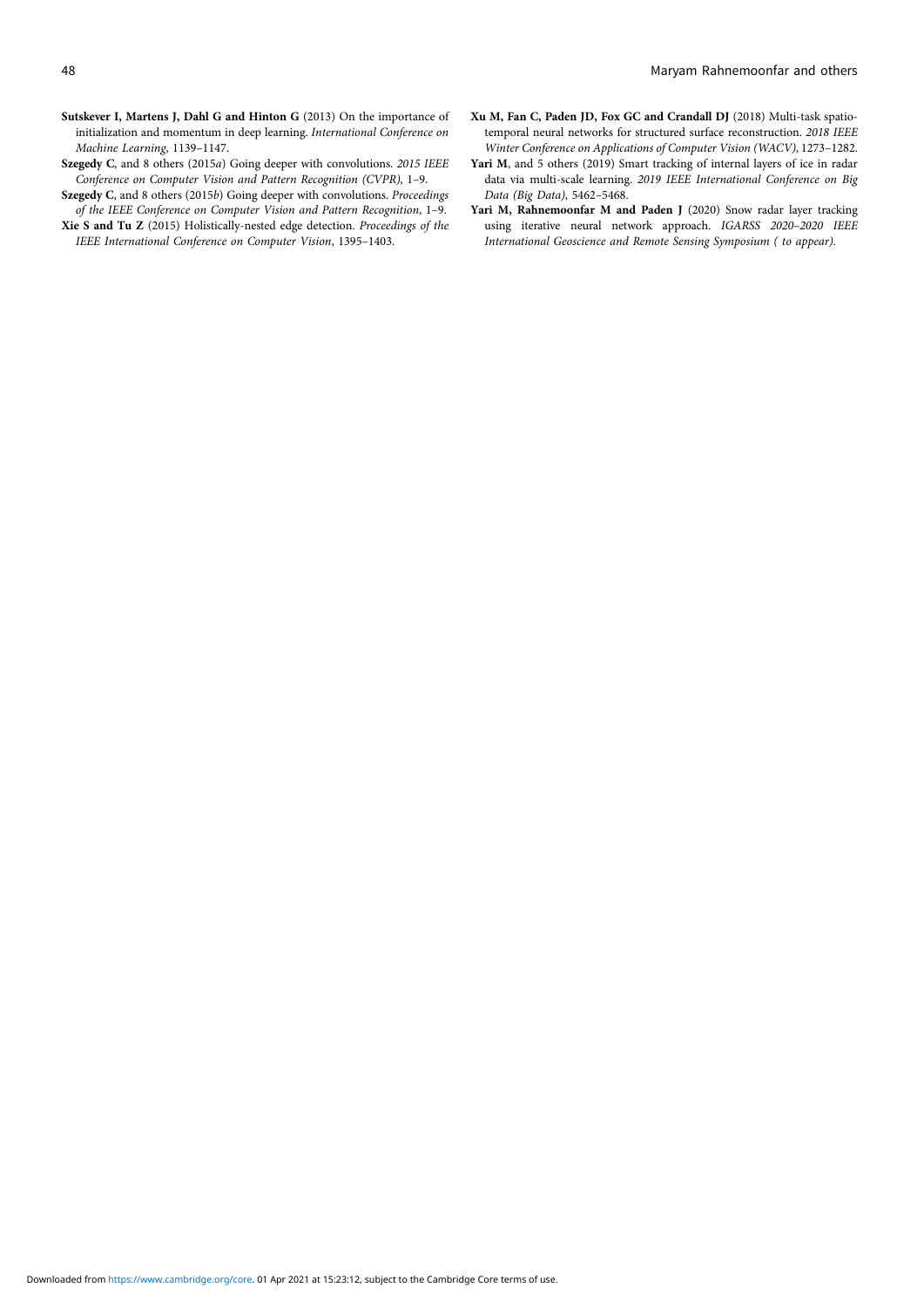**Sutskever I, Martens J, Dahl G and Hinton G** (2013) On the importance of initialization and momentum in deep learning. *International Conference on Machine Learning*, 1139–1147.

**Szegedy C**, and 8 others (2015*a*) Going deeper with convolutions. *2015 IEEE Conference on Computer Vision and Pattern Recognition (CVPR)*, 1–9.

**Szegedy C**, and 8 others (2015*b*) Going deeper with convolutions. *Proceedings of the IEEE Conference on Computer Vision and Pattern Recognition*, 1–9.

**Xie S and Tu Z** (2015) Holistically-nested edge detection. *Proceedings of the IEEE International Conference on Computer Vision*, 1395–1403.

**Xu M, Fan C, Paden JD, Fox GC and Crandall DJ** (2018) Multi-task spatio-temporal neural networks for structured surface reconstruction. *2018 IEEE Winter Conference on Applications of Computer Vision (WACV)*, 1273–1282.

**Yari M**, and 5 others (2019) Smart tracking of internal layers of ice in radar data via multi-scale learning. *2019 IEEE International Conference on Big Data (Big Data)*, 5462–5468.

**Yari M, Rahnemoonfar M and Paden J** (2020) Snow radar layer tracking using iterative neural network approach. *IGARSS 2020–2020 IEEE International Geoscience and Remote Sensing Symposium ( to appear).*